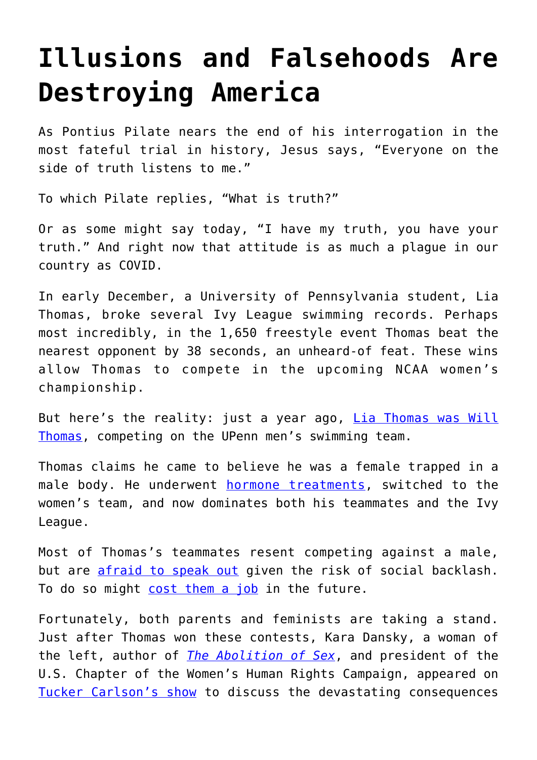# Illusions and Falsehoods Are Destroying America

As Pontius Pilate nears the end of his interrogation in the most fateful trial in history, Jesus says, "Everyone on the side of truth listens to me."

To which Pilate replies, "What is truth?"

Or as some might say today, "I have my truth, you have your truth." And right now that attitude is as much a plague in our country as COVID.

In early December, a University of Pennsylvania student, Lia Thomas, broke several Ivy League swimming records. Perhaps most incredibly, in the 1,650 freestyle event Thomas beat the nearest opponent by 38 seconds, an unheard-of feat. These wins allow Thomas to compete in the upcoming NCAA women's championship.

But here's the reality: just a year ago, Lia Thomas was Will Thomas, competing on the UPenn men's swimming team.

Thomas claims he came to believe he was a female trapped in a male body. He underwent hormone treatments, switched to the women's team, and now dominates both his teammates and the Ivy League.

Most of Thomas's teammates resent competing against a male, but are afraid to speak out given the risk of social backlash. To do so might cost them a job in the future.

Fortunately, both parents and feminists are taking a stand. Just after Thomas won these contests, Kara Dansky, a woman of the left, author of *The Abolition of Sex*, and president of the U.S. Chapter of the Women's Human Rights Campaign, appeared on Tucker Carlson's show to discuss the devastating consequences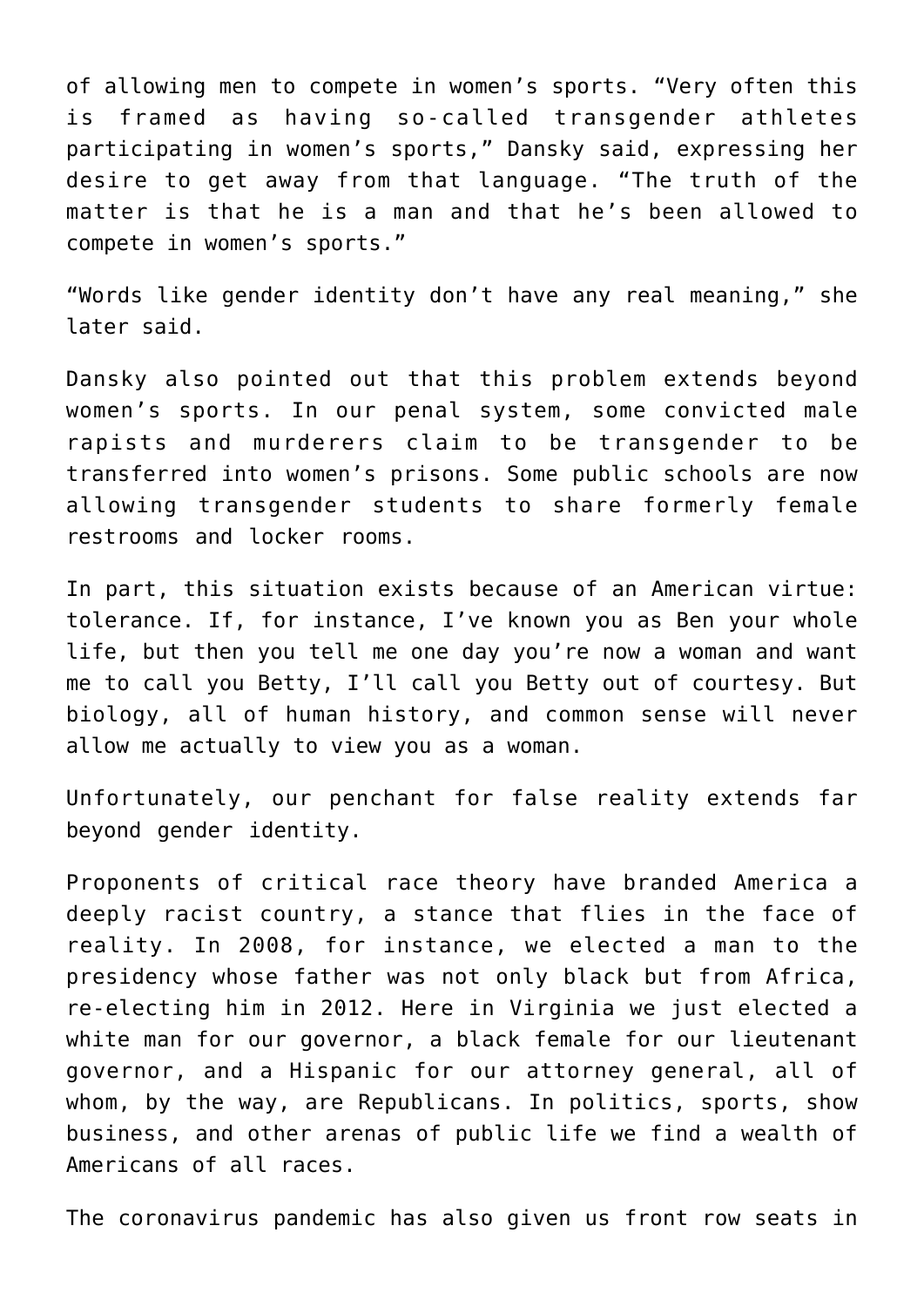of allowing men to compete in women's sports. "Very often this is framed as having so-called transgender athletes participating in women's sports," Dansky said, expressing her desire to get away from that language. "The truth of the matter is that he is a man and that he's been allowed to compete in women's sports."

"Words like gender identity don't have any real meaning," she later said.

Dansky also pointed out that this problem extends beyond women's sports. In our penal system, some convicted male rapists and murderers claim to be transgender to be transferred into women's prisons. Some public schools are now allowing transgender students to share formerly female restrooms and locker rooms.

In part, this situation exists because of an American virtue: tolerance. If, for instance, I've known you as Ben your whole life, but then you tell me one day you're now a woman and want me to call you Betty, I'll call you Betty out of courtesy. But biology, all of human history, and common sense will never allow me actually to view you as a woman.

Unfortunately, our penchant for false reality extends far beyond gender identity.

Proponents of critical race theory have branded America a deeply racist country, a stance that flies in the face of reality. In 2008, for instance, we elected a man to the presidency whose father was not only black but from Africa, re-electing him in 2012. Here in Virginia we just elected a white man for our governor, a black female for our lieutenant governor, and a Hispanic for our attorney general, all of whom, by the way, are Republicans. In politics, sports, show business, and other arenas of public life we find a wealth of Americans of all races.

The coronavirus pandemic has also given us front row seats in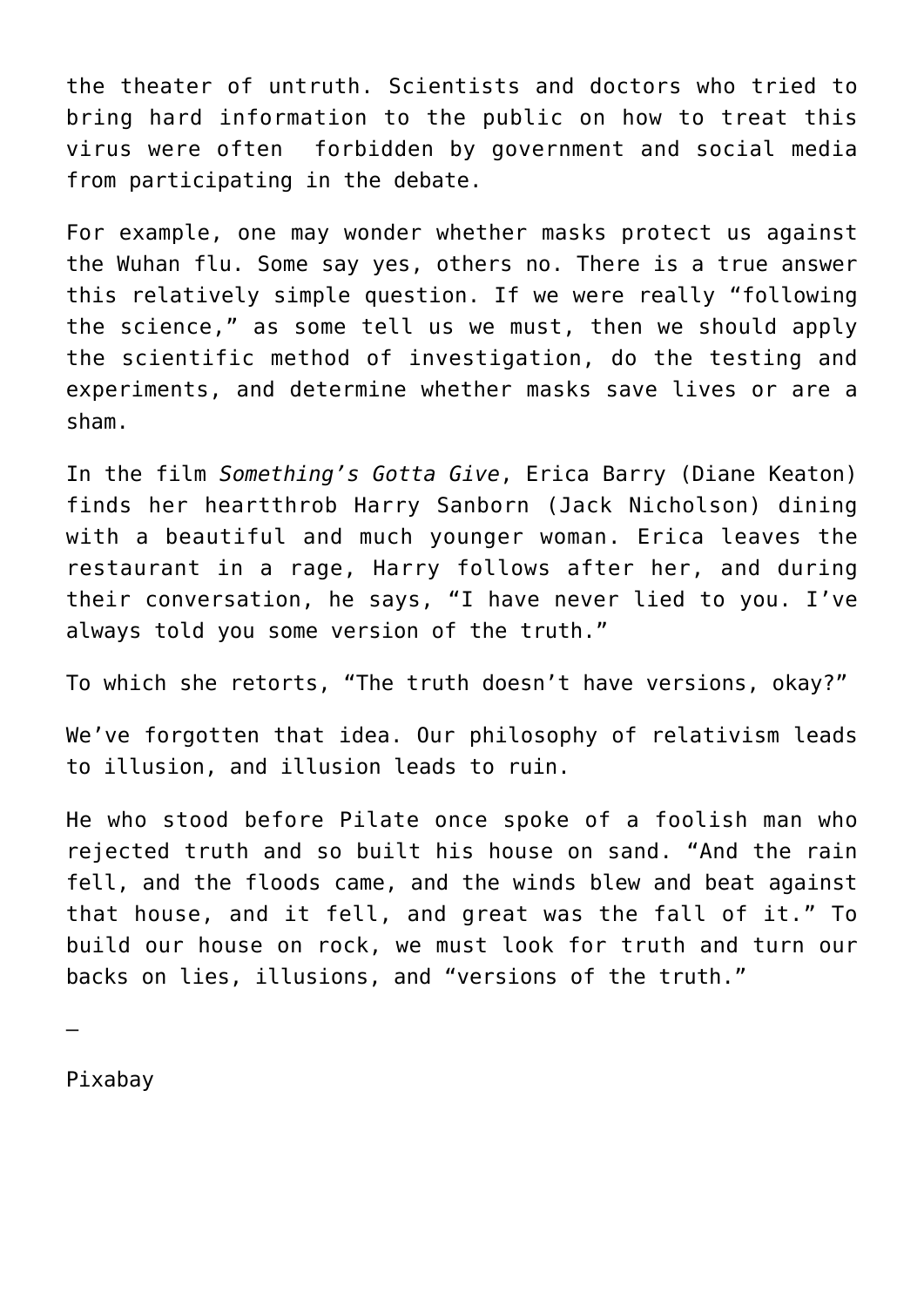the theater of untruth. Scientists and doctors who tried to bring hard information to the public on how to treat this virus were often  forbidden by government and social media from participating in the debate.

For example, one may wonder whether masks protect us against the Wuhan flu. Some say yes, others no. There is a true answer this relatively simple question. If we were really "following the science," as some tell us we must, then we should apply the scientific method of investigation, do the testing and experiments, and determine whether masks save lives or are a sham.

In the film *Something's Gotta Give*, Erica Barry (Diane Keaton) finds her heartthrob Harry Sanborn (Jack Nicholson) dining with a beautiful and much younger woman. Erica leaves the restaurant in a rage, Harry follows after her, and during their conversation, he says, "I have never lied to you. I've always told you some version of the truth."

To which she retorts, "The truth doesn't have versions, okay?"

We've forgotten that idea. Our philosophy of relativism leads to illusion, and illusion leads to ruin.

He who stood before Pilate once spoke of a foolish man who rejected truth and so built his house on sand. "And the rain fell, and the floods came, and the winds blew and beat against that house, and it fell, and great was the fall of it." To build our house on rock, we must look for truth and turn our backs on lies, illusions, and "versions of the truth."

—

Pixabay